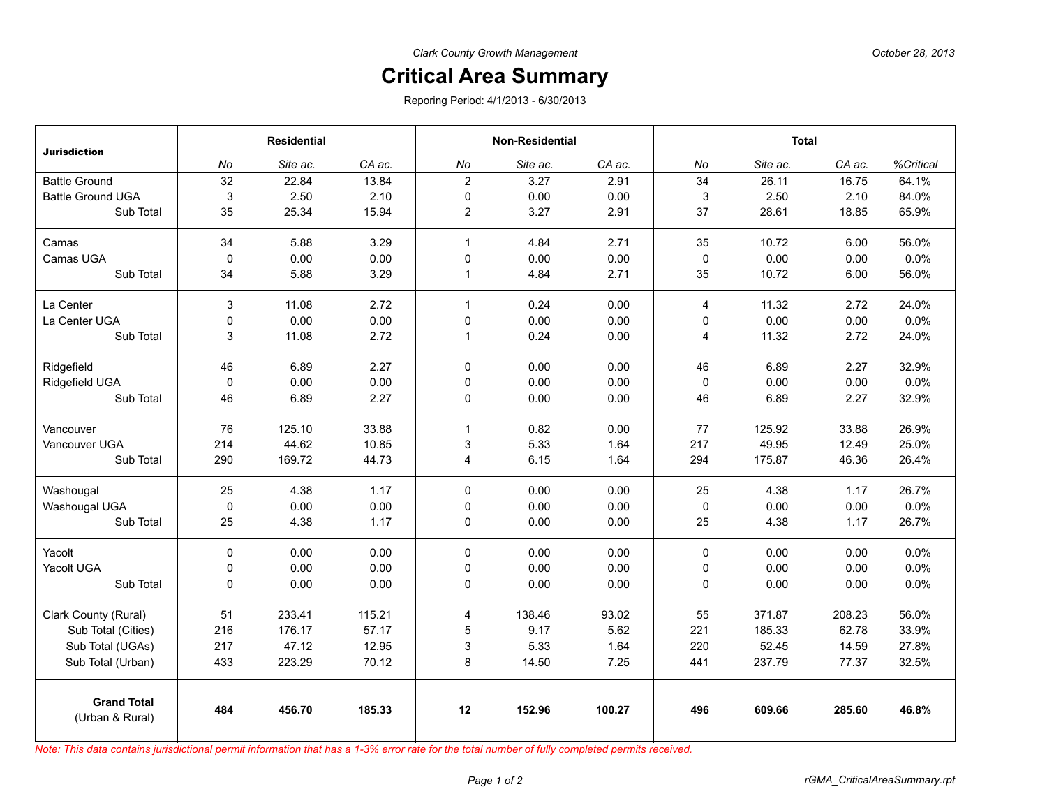*Clark County Growth Management*

*October 28, 2013*

# Critical Area Summary

Reporing Period: 4/1/2013 - 6/30/2013

| Jurisdiction | Residential | | | Non-Residential | | | Total | | | |
|---|---|---|---|---|---|---|---|---|---|---|
| | *No* | *Site ac.* | *CA ac.* | *No* | *Site ac.* | *CA ac.* | *No* | *Site ac.* | *CA ac.* | *%Critical* |
| Battle Ground | 32 | 22.84 | 13.84 | 2 | 3.27 | 2.91 | 34 | 26.11 | 16.75 | 64.1% |
| Battle Ground UGA | 3 | 2.50 | 2.10 | 0 | 0.00 | 0.00 | 3 | 2.50 | 2.10 | 84.0% |
| Sub Total | 35 | 25.34 | 15.94 | 2 | 3.27 | 2.91 | 37 | 28.61 | 18.85 | 65.9% |
| Camas | 34 | 5.88 | 3.29 | 1 | 4.84 | 2.71 | 35 | 10.72 | 6.00 | 56.0% |
| Camas UGA | 0 | 0.00 | 0.00 | 0 | 0.00 | 0.00 | 0 | 0.00 | 0.00 | 0.0% |
| Sub Total | 34 | 5.88 | 3.29 | 1 | 4.84 | 2.71 | 35 | 10.72 | 6.00 | 56.0% |
| La Center | 3 | 11.08 | 2.72 | 1 | 0.24 | 0.00 | 4 | 11.32 | 2.72 | 24.0% |
| La Center UGA | 0 | 0.00 | 0.00 | 0 | 0.00 | 0.00 | 0 | 0.00 | 0.00 | 0.0% |
| Sub Total | 3 | 11.08 | 2.72 | 1 | 0.24 | 0.00 | 4 | 11.32 | 2.72 | 24.0% |
| Ridgefield | 46 | 6.89 | 2.27 | 0 | 0.00 | 0.00 | 46 | 6.89 | 2.27 | 32.9% |
| Ridgefield UGA | 0 | 0.00 | 0.00 | 0 | 0.00 | 0.00 | 0 | 0.00 | 0.00 | 0.0% |
| Sub Total | 46 | 6.89 | 2.27 | 0 | 0.00 | 0.00 | 46 | 6.89 | 2.27 | 32.9% |
| Vancouver | 76 | 125.10 | 33.88 | 1 | 0.82 | 0.00 | 77 | 125.92 | 33.88 | 26.9% |
| Vancouver UGA | 214 | 44.62 | 10.85 | 3 | 5.33 | 1.64 | 217 | 49.95 | 12.49 | 25.0% |
| Sub Total | 290 | 169.72 | 44.73 | 4 | 6.15 | 1.64 | 294 | 175.87 | 46.36 | 26.4% |
| Washougal | 25 | 4.38 | 1.17 | 0 | 0.00 | 0.00 | 25 | 4.38 | 1.17 | 26.7% |
| Washougal UGA | 0 | 0.00 | 0.00 | 0 | 0.00 | 0.00 | 0 | 0.00 | 0.00 | 0.0% |
| Sub Total | 25 | 4.38 | 1.17 | 0 | 0.00 | 0.00 | 25 | 4.38 | 1.17 | 26.7% |
| Yacolt | 0 | 0.00 | 0.00 | 0 | 0.00 | 0.00 | 0 | 0.00 | 0.00 | 0.0% |
| Yacolt UGA | 0 | 0.00 | 0.00 | 0 | 0.00 | 0.00 | 0 | 0.00 | 0.00 | 0.0% |
| Sub Total | 0 | 0.00 | 0.00 | 0 | 0.00 | 0.00 | 0 | 0.00 | 0.00 | 0.0% |
| Clark County (Rural) | 51 | 233.41 | 115.21 | 4 | 138.46 | 93.02 | 55 | 371.87 | 208.23 | 56.0% |
| Sub Total (Cities) | 216 | 176.17 | 57.17 | 5 | 9.17 | 5.62 | 221 | 185.33 | 62.78 | 33.9% |
| Sub Total (UGAs) | 217 | 47.12 | 12.95 | 3 | 5.33 | 1.64 | 220 | 52.45 | 14.59 | 27.8% |
| Sub Total (Urban) | 433 | 223.29 | 70.12 | 8 | 14.50 | 7.25 | 441 | 237.79 | 77.37 | 32.5% |
| **Grand Total** (Urban & Rural) | **484** | **456.70** | **185.33** | **12** | **152.96** | **100.27** | **496** | **609.66** | **285.60** | **46.8%** |

*Note: This data contains jurisdictional permit information that has a 1-3% error rate for the total number of fully completed permits received.*

*rGMA_CriticalAreaSummary.rpt*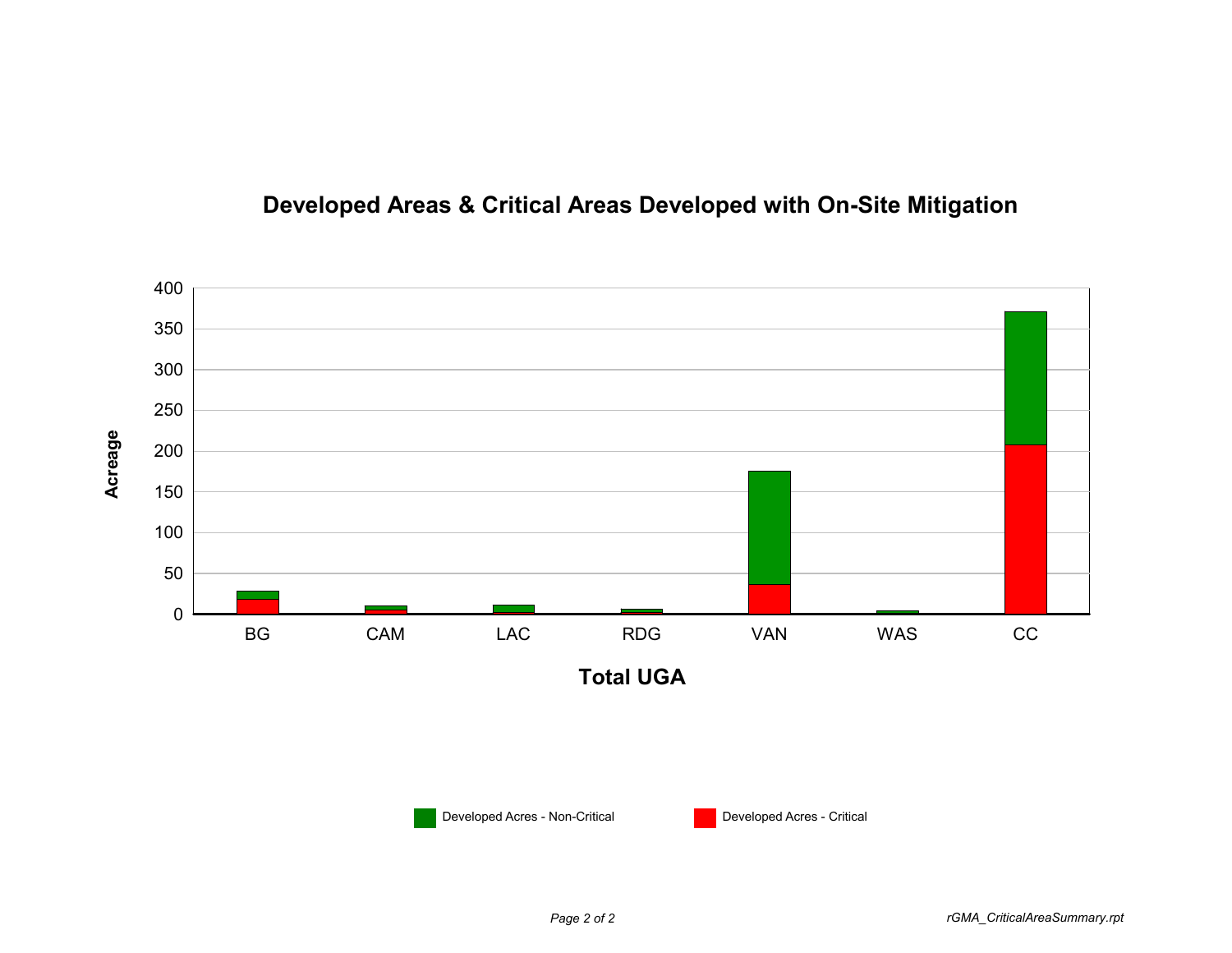## Developed Areas & Critical Areas Developed with On-Site Mitigation

Acreage

400
350
300
250
200
150
100
50
0

BG
CAM
LAC
RDG
VAN
WAS
CC

**Total UGA**

Developed Acres - Non-Critical

Developed Acres - Critical

*rGMA_CriticalAreaSummary.rpt*